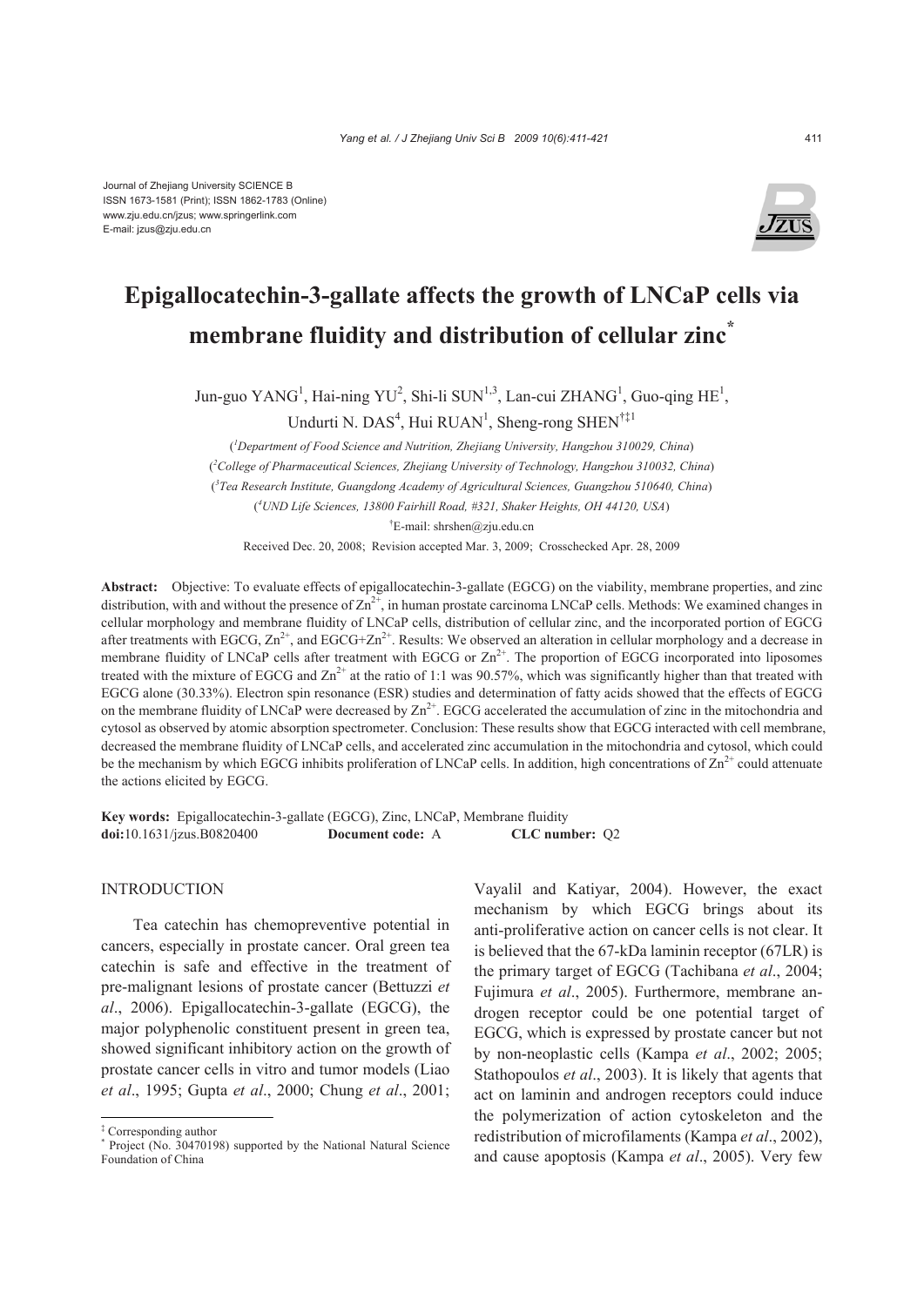Journal of Zhejiang University SCIENCE B
ISSN 1673-1581 (Print); ISSN 1862-1783 (Online)
www.zju.edu.cn/jzus; www.springerlink.com
E-mail: jzus@zju.edu.cn

# Epigallocatechin-3-gallate affects the growth of LNCaP cells via membrane fluidity and distribution of cellular zinc*

Jun-guo YANG[1], Hai-ning YU[2], Shi-li SUN[1,3], Lan-cui ZHANG[1], Guo-qing HE[1], Undurti N. DAS[4], Hui RUAN[1], Sheng-rong SHEN[†‡1]

([1]Department of Food Science and Nutrition, Zhejiang University, Hangzhou 310029, China)

([2]College of Pharmaceutical Sciences, Zhejiang University of Technology, Hangzhou 310032, China)

([3]Tea Research Institute, Guangdong Academy of Agricultural Sciences, Guangzhou 510640, China)

([4]UND Life Sciences, 13800 Fairhill Road, #321, Shaker Heights, OH 44120, USA)

[†]E-mail: shrshen@zju.edu.cn

Received Dec. 20, 2008; Revision accepted Mar. 3, 2009; Crosschecked Apr. 28, 2009

**Abstract:** Objective: To evaluate effects of epigallocatechin-3-gallate (EGCG) on the viability, membrane properties, and zinc distribution, with and without the presence of $Zn^{2+}$, in human prostate carcinoma LNCaP cells. Methods: We examined changes in cellular morphology and membrane fluidity of LNCaP cells, distribution of cellular zinc, and the incorporated portion of EGCG after treatments with EGCG, $Zn^{2+}$, and EGCG+$Zn^{2+}$. Results: We observed an alteration in cellular morphology and a decrease in membrane fluidity of LNCaP cells after treatment with EGCG or $Zn^{2+}$. The proportion of EGCG incorporated into liposomes treated with the mixture of EGCG and $Zn^{2+}$ at the ratio of 1:1 was 90.57%, which was significantly higher than that treated with EGCG alone (30.33%). Electron spin resonance (ESR) studies and determination of fatty acids showed that the effects of EGCG on the membrane fluidity of LNCaP were decreased by $Zn^{2+}$. EGCG accelerated the accumulation of zinc in the mitochondria and cytosol as observed by atomic absorption spectrometer. Conclusion: These results show that EGCG interacted with cell membrane, decreased the membrane fluidity of LNCaP cells, and accelerated zinc accumulation in the mitochondria and cytosol, which could be the mechanism by which EGCG inhibits proliferation of LNCaP cells. In addition, high concentrations of $Zn^{2+}$ could attenuate the actions elicited by EGCG.

**Key words:** Epigallocatechin-3-gallate (EGCG), Zinc, LNCaP, Membrane fluidity

**doi:**10.1631/jzus.B0820400 **Document code:** A **CLC number:** Q2

## INTRODUCTION

Tea catechin has chemopreventive potential in cancers, especially in prostate cancer. Oral green tea catechin is safe and effective in the treatment of pre-malignant lesions of prostate cancer (Bettuzzi *et al*., 2006). Epigallocatechin-3-gallate (EGCG), the major polyphenolic constituent present in green tea, showed significant inhibitory action on the growth of prostate cancer cells in vitro and tumor models (Liao *et al*., 1995; Gupta *et al*., 2000; Chung *et al*., 2001; Vayalil and Katiyar, 2004). However, the exact mechanism by which EGCG brings about its anti-proliferative action on cancer cells is not clear. It is believed that the 67-kDa laminin receptor (67LR) is the primary target of EGCG (Tachibana *et al*., 2004; Fujimura *et al*., 2005). Furthermore, membrane androgen receptor could be one potential target of EGCG, which is expressed by prostate cancer but not by non-neoplastic cells (Kampa *et al*., 2002; 2005; Stathopoulos *et al*., 2003). It is likely that agents that act on laminin and androgen receptors could induce the polymerization of action cytoskeleton and the redistribution of microfilaments (Kampa *et al*., 2002), and cause apoptosis (Kampa *et al*., 2005). Very few

‡ Corresponding author

\* Project (No. 30470198) supported by the National Natural Science Foundation of China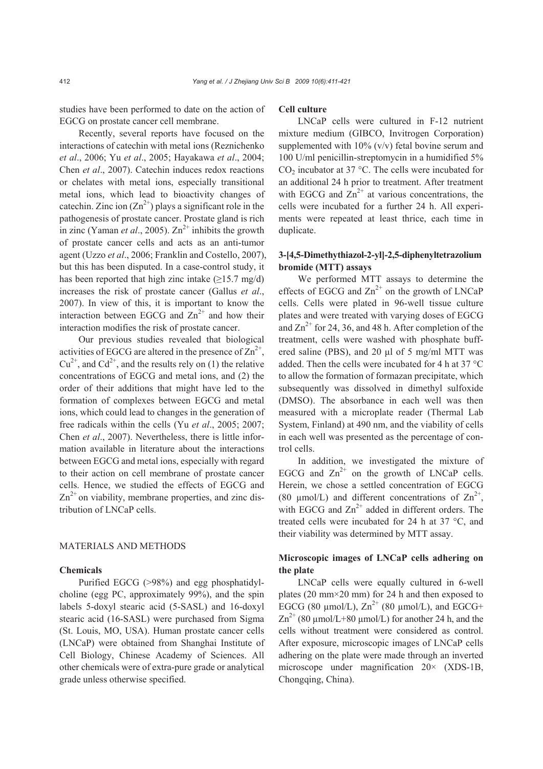studies have been performed to date on the action of EGCG on prostate cancer cell membrane.

Recently, several reports have focused on the interactions of catechin with metal ions (Reznichenko *et al*., 2006; Yu *et al*., 2005; Hayakawa *et al*., 2004; Chen *et al*., 2007). Catechin induces redox reactions or chelates with metal ions, especially transitional metal ions, which lead to bioactivity changes of catechin. Zinc ion ($Zn^{2+}$) plays a significant role in the pathogenesis of prostate cancer. Prostate gland is rich in zinc (Yaman *et al*., 2005). $Zn^{2+}$ inhibits the growth of prostate cancer cells and acts as an anti-tumor agent (Uzzo *et al*., 2006; Franklin and Costello, 2007), but this has been disputed. In a case-control study, it has been reported that high zinc intake (≥15.7 mg/d) increases the risk of prostate cancer (Gallus *et al*., 2007). In view of this, it is important to know the interaction between EGCG and $Zn^{2+}$ and how their interaction modifies the risk of prostate cancer.

Our previous studies revealed that biological activities of EGCG are altered in the presence of $Zn^{2+}$, $Cu^{2+}$, and $Cd^{2+}$, and the results rely on (1) the relative concentrations of EGCG and metal ions, and (2) the order of their additions that might have led to the formation of complexes between EGCG and metal ions, which could lead to changes in the generation of free radicals within the cells (Yu *et al*., 2005; 2007; Chen *et al*., 2007). Nevertheless, there is little information available in literature about the interactions between EGCG and metal ions, especially with regard to their action on cell membrane of prostate cancer cells. Hence, we studied the effects of EGCG and $Zn^{2+}$ on viability, membrane properties, and zinc distribution of LNCaP cells.

## MATERIALS AND METHODS

### Chemicals

Purified EGCG (>98%) and egg phosphatidylcholine (egg PC, approximately 99%), and the spin labels 5-doxyl stearic acid (5-SASL) and 16-doxyl stearic acid (16-SASL) were purchased from Sigma (St. Louis, MO, USA). Human prostate cancer cells (LNCaP) were obtained from Shanghai Institute of Cell Biology, Chinese Academy of Sciences. All other chemicals were of extra-pure grade or analytical grade unless otherwise specified.

### Cell culture

LNCaP cells were cultured in F-12 nutrient mixture medium (GIBCO, Invitrogen Corporation) supplemented with 10% (v/v) fetal bovine serum and 100 U/ml penicillin-streptomycin in a humidified 5% $CO_2$ incubator at 37 °C. The cells were incubated for an additional 24 h prior to treatment. After treatment with EGCG and $Zn^{2+}$ at various concentrations, the cells were incubated for a further 24 h. All experiments were repeated at least thrice, each time in duplicate.

### 3-[4,5-Dimethythiazol-2-yl]-2,5-diphenyltetrazolium bromide (MTT) assays

We performed MTT assays to determine the effects of EGCG and $Zn^{2+}$ on the growth of LNCaP cells. Cells were plated in 96-well tissue culture plates and were treated with varying doses of EGCG and $Zn^{2+}$ for 24, 36, and 48 h. After completion of the treatment, cells were washed with phosphate buffered saline (PBS), and 20 μl of 5 mg/ml MTT was added. Then the cells were incubated for 4 h at 37 °C to allow the formation of formazan precipitate, which subsequently was dissolved in dimethyl sulfoxide (DMSO). The absorbance in each well was then measured with a microplate reader (Thermal Lab System, Finland) at 490 nm, and the viability of cells in each well was presented as the percentage of control cells.

In addition, we investigated the mixture of EGCG and $Zn^{2+}$ on the growth of LNCaP cells. Herein, we chose a settled concentration of EGCG (80 μmol/L) and different concentrations of $Zn^{2+}$, with EGCG and $Zn^{2+}$ added in different orders. The treated cells were incubated for 24 h at 37 °C, and their viability was determined by MTT assay.

### Microscopic images of LNCaP cells adhering on the plate

LNCaP cells were equally cultured in 6-well plates (20 mm×20 mm) for 24 h and then exposed to EGCG (80 μmol/L), $Zn^{2+}$ (80 μmol/L), and EGCG+ $Zn^{2+}$ (80 μmol/L+80 μmol/L) for another 24 h, and the cells without treatment were considered as control. After exposure, microscopic images of LNCaP cells adhering on the plate were made through an inverted microscope under magnification 20× (XDS-1B, Chongqing, China).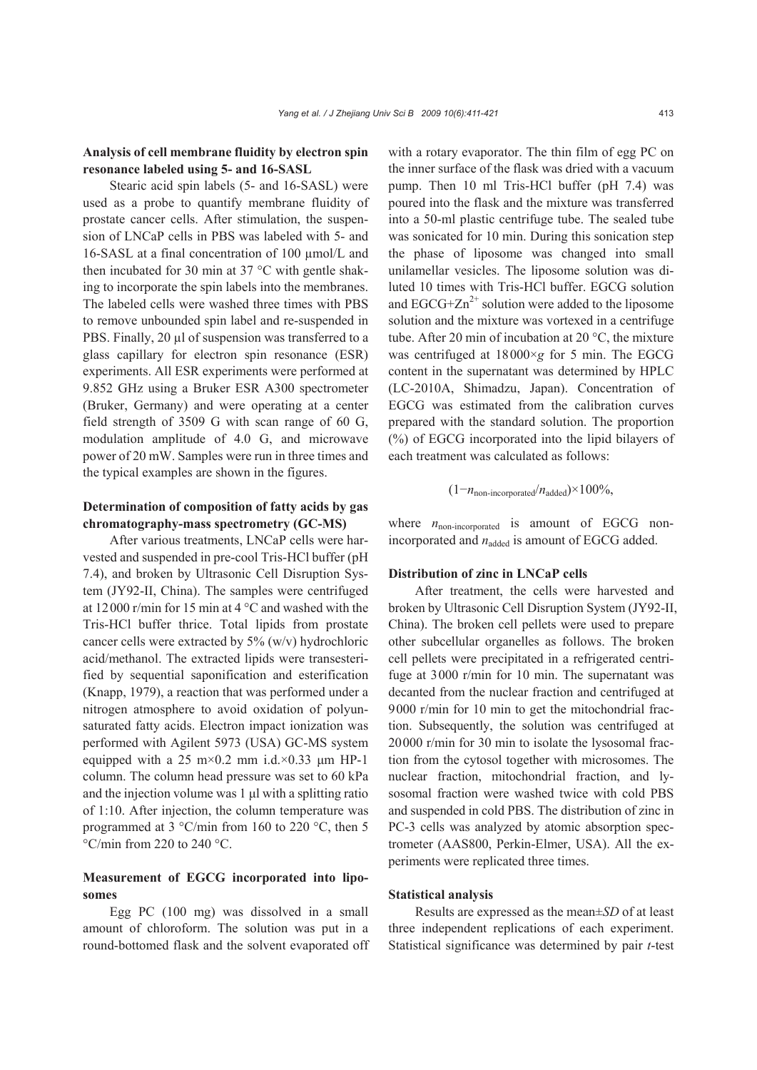**Analysis of cell membrane fluidity by electron spin resonance labeled using 5- and 16-SASL**

Stearic acid spin labels (5- and 16-SASL) were used as a probe to quantify membrane fluidity of prostate cancer cells. After stimulation, the suspension of LNCaP cells in PBS was labeled with 5- and 16-SASL at a final concentration of 100 μmol/L and then incubated for 30 min at 37 °C with gentle shaking to incorporate the spin labels into the membranes. The labeled cells were washed three times with PBS to remove unbounded spin label and re-suspended in PBS. Finally, 20 μl of suspension was transferred to a glass capillary for electron spin resonance (ESR) experiments. All ESR experiments were performed at 9.852 GHz using a Bruker ESR A300 spectrometer (Bruker, Germany) and were operating at a center field strength of 3509 G with scan range of 60 G, modulation amplitude of 4.0 G, and microwave power of 20 mW. Samples were run in three times and the typical examples are shown in the figures.

**Determination of composition of fatty acids by gas chromatography-mass spectrometry (GC-MS)**

After various treatments, LNCaP cells were harvested and suspended in pre-cool Tris-HCl buffer (pH 7.4), and broken by Ultrasonic Cell Disruption System (JY92-II, China). The samples were centrifuged at 12000 r/min for 15 min at 4 °C and washed with the Tris-HCl buffer thrice. Total lipids from prostate cancer cells were extracted by 5% (w/v) hydrochloric acid/methanol. The extracted lipids were transesterified by sequential saponification and esterification (Knapp, 1979), a reaction that was performed under a nitrogen atmosphere to avoid oxidation of polyunsaturated fatty acids. Electron impact ionization was performed with Agilent 5973 (USA) GC-MS system equipped with a 25 m×0.2 mm i.d.×0.33 μm HP-1 column. The column head pressure was set to 60 kPa and the injection volume was 1 μl with a splitting ratio of 1:10. After injection, the column temperature was programmed at 3 °C/min from 160 to 220 °C, then 5 °C/min from 220 to 240 °C.

**Measurement of EGCG incorporated into liposomes**

Egg PC (100 mg) was dissolved in a small amount of chloroform. The solution was put in a round-bottomed flask and the solvent evaporated off with a rotary evaporator. The thin film of egg PC on the inner surface of the flask was dried with a vacuum pump. Then 10 ml Tris-HCl buffer (pH 7.4) was poured into the flask and the mixture was transferred into a 50-ml plastic centrifuge tube. The sealed tube was sonicated for 10 min. During this sonication step the phase of liposome was changed into small unilamellar vesicles. The liposome solution was diluted 10 times with Tris-HCl buffer. EGCG solution and EGCG+$Zn^{2+}$ solution were added to the liposome solution and the mixture was vortexed in a centrifuge tube. After 20 min of incubation at 20 °C, the mixture was centrifuged at 18000×*g* for 5 min. The EGCG content in the supernatant was determined by HPLC (LC-2010A, Shimadzu, Japan). Concentration of EGCG was estimated from the calibration curves prepared with the standard solution. The proportion (%) of EGCG incorporated into the lipid bilayers of each treatment was calculated as follows:

$$(1-n_{\text{non-incorporated}}/n_{\text{added}})\times 100\%,$$

where $n_{\text{non-incorporated}}$ is amount of EGCG non-incorporated and $n_{\text{added}}$ is amount of EGCG added.

**Distribution of zinc in LNCaP cells**

After treatment, the cells were harvested and broken by Ultrasonic Cell Disruption System (JY92-II, China). The broken cell pellets were used to prepare other subcellular organelles as follows. The broken cell pellets were precipitated in a refrigerated centrifuge at 3000 r/min for 10 min. The supernatant was decanted from the nuclear fraction and centrifuged at 9000 r/min for 10 min to get the mitochondrial fraction. Subsequently, the solution was centrifuged at 20000 r/min for 30 min to isolate the lysosomal fraction from the cytosol together with microsomes. The nuclear fraction, mitochondrial fraction, and lysosomal fraction were washed twice with cold PBS and suspended in cold PBS. The distribution of zinc in PC-3 cells was analyzed by atomic absorption spectrometer (AAS800, Perkin-Elmer, USA). All the experiments were replicated three times.

**Statistical analysis**

Results are expressed as the mean±*SD* of at least three independent replications of each experiment. Statistical significance was determined by pair *t*-test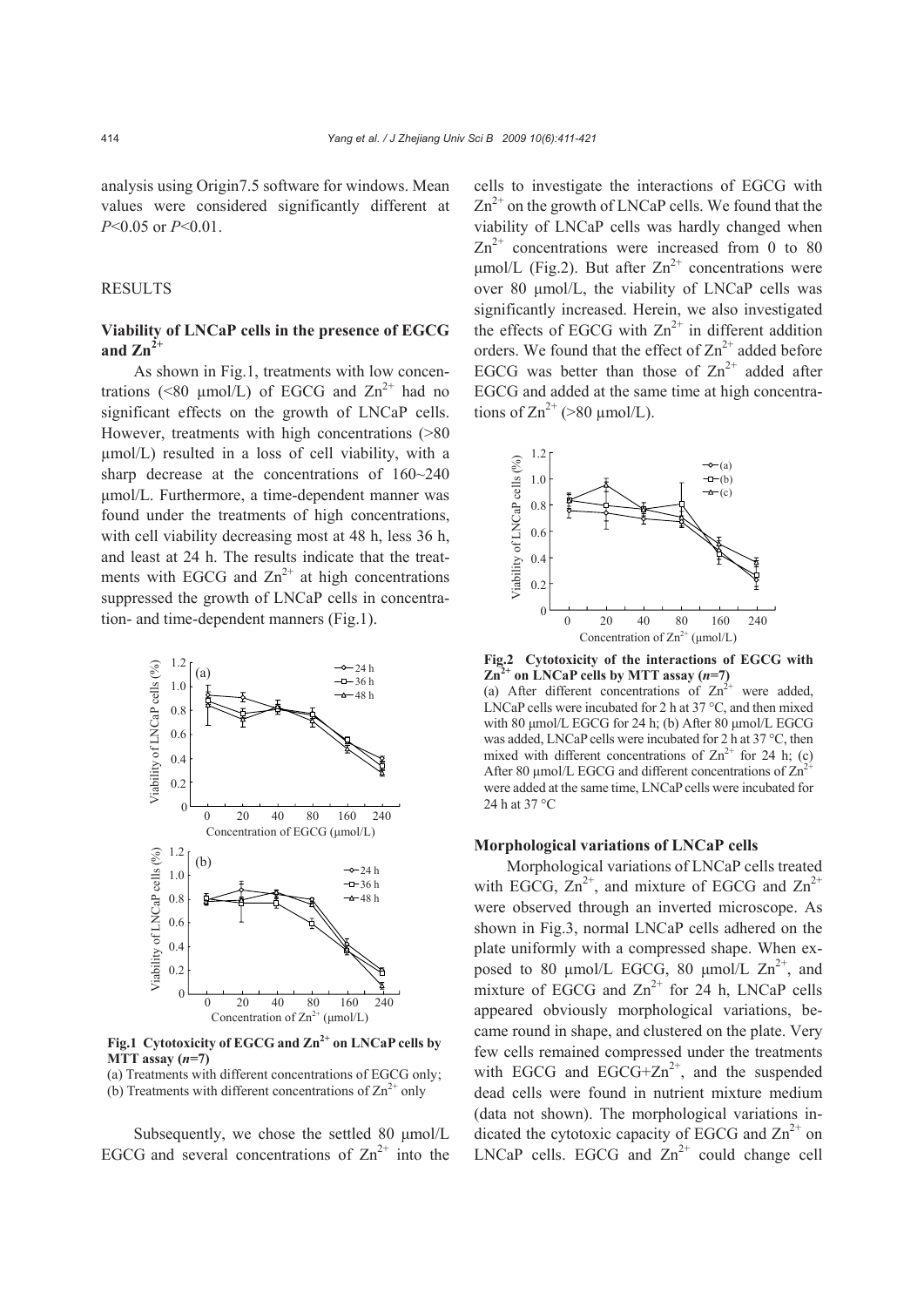analysis using Origin7.5 software for windows. Mean values were considered significantly different at $P<0.05$ or $P<0.01$.

## RESULTS

### Viability of LNCaP cells in the presence of EGCG and $Zn^{2+}$

As shown in Fig.1, treatments with low concentrations (<80 μmol/L) of EGCG and $Zn^{2+}$ had no significant effects on the growth of LNCaP cells. However, treatments with high concentrations (>80 μmol/L) resulted in a loss of cell viability, with a sharp decrease at the concentrations of 160~240 μmol/L. Furthermore, a time-dependent manner was found under the treatments of high concentrations, with cell viability decreasing most at 48 h, less 36 h, and least at 24 h. The results indicate that the treatments with EGCG and $Zn^{2+}$ at high concentrations suppressed the growth of LNCaP cells in concentration- and time-dependent manners (Fig.1).

**Fig.1 Cytotoxicity of EGCG and $Zn^{2+}$ on LNCaP cells by MTT assay ($n$=7)**
(a) Treatments with different concentrations of EGCG only; (b) Treatments with different concentrations of $Zn^{2+}$ only

Subsequently, we chose the settled 80 μmol/L EGCG and several concentrations of $Zn^{2+}$ into the cells to investigate the interactions of EGCG with $Zn^{2+}$ on the growth of LNCaP cells. We found that the viability of LNCaP cells was hardly changed when $Zn^{2+}$ concentrations were increased from 0 to 80 μmol/L (Fig.2). But after $Zn^{2+}$ concentrations were over 80 μmol/L, the viability of LNCaP cells was significantly increased. Herein, we also investigated the effects of EGCG with $Zn^{2+}$ in different addition orders. We found that the effect of $Zn^{2+}$ added before EGCG was better than those of $Zn^{2+}$ added after EGCG and added at the same time at high concentrations of $Zn^{2+}$ (>80 μmol/L).

**Fig.2 Cytotoxicity of the interactions of EGCG with $Zn^{2+}$ on LNCaP cells by MTT assay ($n$=7)**
(a) After different concentrations of $Zn^{2+}$ were added, LNCaP cells were incubated for 2 h at 37 °C, and then mixed with 80 μmol/L EGCG for 24 h; (b) After 80 μmol/L EGCG was added, LNCaP cells were incubated for 2 h at 37 °C, then mixed with different concentrations of $Zn^{2+}$ for 24 h; (c) After 80 μmol/L EGCG and different concentrations of $Zn^{2+}$ were added at the same time, LNCaP cells were incubated for 24 h at 37 °C

### Morphological variations of LNCaP cells

Morphological variations of LNCaP cells treated with EGCG, $Zn^{2+}$, and mixture of EGCG and $Zn^{2+}$ were observed through an inverted microscope. As shown in Fig.3, normal LNCaP cells adhered on the plate uniformly with a compressed shape. When exposed to 80 μmol/L EGCG, 80 μmol/L $Zn^{2+}$, and mixture of EGCG and $Zn^{2+}$ for 24 h, LNCaP cells appeared obviously morphological variations, became round in shape, and clustered on the plate. Very few cells remained compressed under the treatments with EGCG and EGCG+$Zn^{2+}$, and the suspended dead cells were found in nutrient mixture medium (data not shown). The morphological variations indicated the cytotoxic capacity of EGCG and $Zn^{2+}$ on LNCaP cells. EGCG and $Zn^{2+}$ could change cell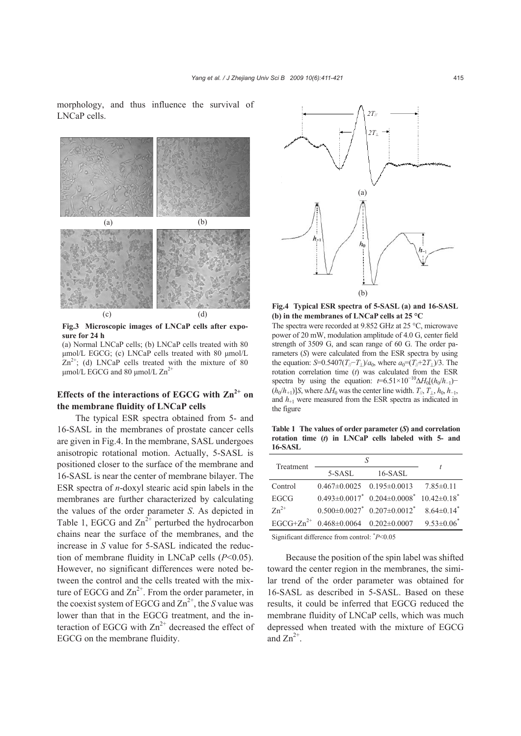morphology, and thus influence the survival of LNCaP cells.

**Fig.3 Microscopic images of LNCaP cells after exposure for 24 h**

(a) Normal LNCaP cells; (b) LNCaP cells treated with 80 μmol/L EGCG; (c) LNCaP cells treated with 80 μmol/L $Zn^{2+}$; (d) LNCaP cells treated with the mixture of 80 μmol/L EGCG and 80 μmol/L $Zn^{2+}$

### Effects of the interactions of EGCG with $Zn^{2+}$ on the membrane fluidity of LNCaP cells

The typical ESR spectra obtained from 5- and 16-SASL in the membranes of prostate cancer cells are given in Fig.4. In the membrane, SASL undergoes anisotropic rotational motion. Actually, 5-SASL is positioned closer to the surface of the membrane and 16-SASL is near the center of membrane bilayer. The ESR spectra of *n*-doxyl stearic acid spin labels in the membranes are further characterized by calculating the values of the order parameter *S*. As depicted in Table 1, EGCG and $Zn^{2+}$ perturbed the hydrocarbon chains near the surface of the membranes, and the increase in *S* value for 5-SASL indicated the reduction of membrane fluidity in LNCaP cells ($P<0.05$). However, no significant differences were noted between the control and the cells treated with the mixture of EGCG and $Zn^{2+}$. From the order parameter, in the coexist system of EGCG and $Zn^{2+}$, the *S* value was lower than that in the EGCG treatment, and the interaction of EGCG with $Zn^{2+}$ decreased the effect of EGCG on the membrane fluidity.

**Fig.4 Typical ESR spectra of 5-SASL (a) and 16-SASL (b) in the membranes of LNCaP cells at 25 °C**

The spectra were recorded at 9.852 GHz at 25 °C, microwave power of 20 mW, modulation amplitude of 4.0 G, center field strength of 3509 G, and scan range of 60 G. The order parameters (*S*) were calculated from the ESR spectra by using the equation: $S=0.5407(T_{//}-T_{\perp})/a_0$, where $a_0=(T_{//}+2T_{\perp})/3$. The rotation correlation time (*t*) was calculated from the ESR spectra by using the equation: $t=6.51\times10^{-10}\Delta H_0[(h_0/h_{-1})-(h_0/h_{+1})]S$, where $\Delta H_0$ was the center line width. $T_{//}$, $T_{\perp}$, $h_0$, $h_{-1}$, and $h_{+1}$ were measured from the ESR spectra as indicated in the figure

**Table 1 The values of order parameter (*S*) and correlation rotation time (*t*) in LNCaP cells labeled with 5- and 16-SASL**

| Treatment | *S* | | *t* |
|---|---|---|---|
| | 5-SASL | 16-SASL | |
| Control | 0.467±0.0025 | 0.195±0.0013 | 7.85±0.11 |
| EGCG | 0.493±0.0017* | 0.204±0.0008* | 10.42±0.18* |
| $Zn^{2+}$ | 0.500±0.0027* | 0.207±0.0012* | 8.64±0.14* |
| EGCG+$Zn^{2+}$ | 0.468±0.0064 | 0.202±0.0007 | 9.53±0.06* |

Significant difference from control: * $P<0.05$

Because the position of the spin label was shifted toward the center region in the membranes, the similar trend of the order parameter was obtained for 16-SASL as described in 5-SASL. Based on these results, it could be inferred that EGCG reduced the membrane fluidity of LNCaP cells, which was much depressed when treated with the mixture of EGCG and $Zn^{2+}$.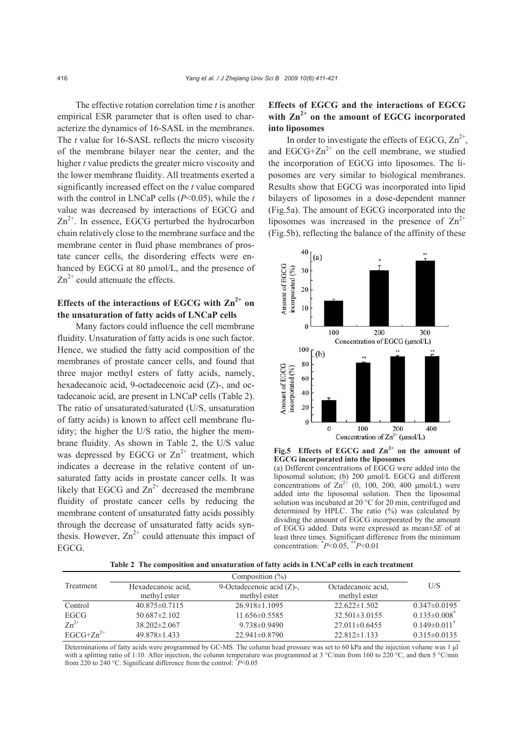The effective rotation correlation time *t* is another empirical ESR parameter that is often used to characterize the dynamics of 16-SASL in the membranes. The *t* value for 16-SASL reflects the micro viscosity of the membrane bilayer near the center, and the higher *t* value predicts the greater micro viscosity and the lower membrane fluidity. All treatments exerted a significantly increased effect on the *t* value compared with the control in LNCaP cells ($P<0.05$), while the *t* value was decreased by interactions of EGCG and $Zn^{2+}$. In essence, EGCG perturbed the hydrocarbon chain relatively close to the membrane surface and the membrane center in fluid phase membranes of prostate cancer cells, the disordering effects were enhanced by EGCG at 80 μmol/L, and the presence of $Zn^{2+}$ could attenuate the effects.

### Effects of the interactions of EGCG with $Zn^{2+}$ on the unsaturation of fatty acids of LNCaP cells

Many factors could influence the cell membrane fluidity. Unsaturation of fatty acids is one such factor. Hence, we studied the fatty acid composition of the membranes of prostate cancer cells, and found that three major methyl esters of fatty acids, namely, hexadecanoic acid, 9-octadecenoic acid (Z)-, and octadecanoic acid, are present in LNCaP cells (Table 2). The ratio of unsaturated/saturated (U/S, unsaturation of fatty acids) is known to affect cell membrane fluidity; the higher the U/S ratio, the higher the membrane fluidity. As shown in Table 2, the U/S value was depressed by EGCG or $Zn^{2+}$ treatment, which indicates a decrease in the relative content of unsaturated fatty acids in prostate cancer cells. It was likely that EGCG and $Zn^{2+}$ decreased the membrane fluidity of prostate cancer cells by reducing the membrane content of unsaturated fatty acids possibly through the decrease of unsaturated fatty acids synthesis. However, $Zn^{2+}$ could attenuate this impact of EGCG.

### Effects of EGCG and the interactions of EGCG with $Zn^{2+}$ on the amount of EGCG incorporated into liposomes

In order to investigate the effects of EGCG, $Zn^{2+}$, and EGCG+$Zn^{2+}$ on the cell membrane, we studied the incorporation of EGCG into liposomes. The liposomes are very similar to biological membranes. Results show that EGCG was incorporated into lipid bilayers of liposomes in a dose-dependent manner (Fig.5a). The amount of EGCG incorporated into the liposomes was increased in the presence of $Zn^{2+}$ (Fig.5b), reflecting the balance of the affinity of these

**Fig.5 Effects of EGCG and $Zn^{2+}$ on the amount of EGCG incorporated into the liposomes**

(a) Different concentrations of EGCG were added into the liposomal solution; (b) 200 μmol/L EGCG and different concentrations of $Zn^{2+}$ (0, 100, 200, 400 μmol/L) were added into the liposomal solution. Then the liposomal solution was incubated at 20 °C for 20 min, centrifuged and determined by HPLC. The ratio (%) was calculated by dividing the amount of EGCG incorporated by the amount of EGCG added. Data were expressed as mean±*SE* of at least three times. Significant difference from the minimum concentration: $^{*}P<0.05$, $^{**}P<0.01$

**Table 2 The composition and unsaturation of fatty acids in LNCaP cells in each treatment**

| Treatment | Composition (%) | | | U/S |
|---|---|---|---|---|
| | Hexadecanoic acid, methyl ester | 9-Octadecenoic acid (Z)-, methyl ester | Octadecanoic acid, methyl ester | |
| Control | 40.875±0.7115 | 26.918±1.1095 | 22.622±1.502 | 0.347±0.0195 |
| EGCG | 50.687±2.102 | 11.656±0.5585 | 32.501±3.0155 | 0.135±0.008* |
| $Zn^{2+}$ | 38.202±2.067 | 9.738±0.9490 | 27.011±0.6455 | 0.149±0.011* |
| EGCG+$Zn^{2+}$ | 49.878±1.433 | 22.941±0.8790 | 22.812±1.133 | 0.315±0.0135 |

Determinations of fatty acids were programmed by GC-MS. The column head pressure was set to 60 kPa and the injection volume was 1 μl with a splitting ratio of 1:10. After injection, the column temperature was programmed at 3 °C/min from 160 to 220 °C, and then 5 °C/min from 220 to 240 °C. Significant difference from the control: $^{*}P<0.05$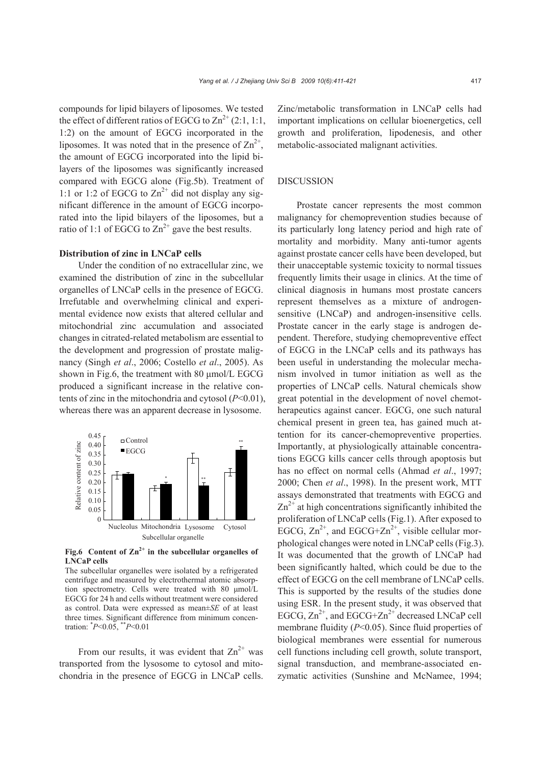compounds for lipid bilayers of liposomes. We tested the effect of different ratios of EGCG to $Zn^{2+}$ (2:1, 1:1, 1:2) on the amount of EGCG incorporated in the liposomes. It was noted that in the presence of $Zn^{2+}$, the amount of EGCG incorporated into the lipid bilayers of the liposomes was significantly increased compared with EGCG alone (Fig.5b). Treatment of 1:1 or 1:2 of EGCG to $Zn^{2+}$ did not display any significant difference in the amount of EGCG incorporated into the lipid bilayers of the liposomes, but a ratio of 1:1 of EGCG to $Zn^{2+}$ gave the best results.

### Distribution of zinc in LNCaP cells

Under the condition of no extracellular zinc, we examined the distribution of zinc in the subcellular organelles of LNCaP cells in the presence of EGCG. Irrefutable and overwhelming clinical and experimental evidence now exists that altered cellular and mitochondrial zinc accumulation and associated changes in citrated-related metabolism are essential to the development and progression of prostate malignancy (Singh *et al*., 2006; Costello *et al*., 2005). As shown in Fig.6, the treatment with 80 μmol/L EGCG produced a significant increase in the relative contents of zinc in the mitochondria and cytosol ($P$<0.01), whereas there was an apparent decrease in lysosome.

**Fig.6 Content of $Zn^{2+}$ in the subcellular organelles of LNCaP cells**

The subcellular organelles were isolated by a refrigerated centrifuge and measured by electrothermal atomic absorption spectrometry. Cells were treated with 80 μmol/L EGCG for 24 h and cells without treatment were considered as control. Data were expressed as mean±*SE* of at least three times. Significant difference from minimum concentration: [*]$P$<0.05, [**]$P$<0.01

From our results, it was evident that $Zn^{2+}$ was transported from the lysosome to cytosol and mitochondria in the presence of EGCG in LNCaP cells. Zinc/metabolic transformation in LNCaP cells had important implications on cellular bioenergetics, cell growth and proliferation, lipodenesis, and other metabolic-associated malignant activities.

## DISCUSSION

Prostate cancer represents the most common malignancy for chemoprevention studies because of its particularly long latency period and high rate of mortality and morbidity. Many anti-tumor agents against prostate cancer cells have been developed, but their unacceptable systemic toxicity to normal tissues frequently limits their usage in clinics. At the time of clinical diagnosis in humans most prostate cancers represent themselves as a mixture of androgen-sensitive (LNCaP) and androgen-insensitive cells. Prostate cancer in the early stage is androgen dependent. Therefore, studying chemopreventive effect of EGCG in the LNCaP cells and its pathways has been useful in understanding the molecular mechanism involved in tumor initiation as well as the properties of LNCaP cells. Natural chemicals show great potential in the development of novel chemotherapeutics against cancer. EGCG, one such natural chemical present in green tea, has gained much attention for its cancer-chemopreventive properties. Importantly, at physiologically attainable concentrations EGCG kills cancer cells through apoptosis but has no effect on normal cells (Ahmad *et al*., 1997; 2000; Chen *et al*., 1998). In the present work, MTT assays demonstrated that treatments with EGCG and $Zn^{2+}$ at high concentrations significantly inhibited the proliferation of LNCaP cells (Fig.1). After exposed to EGCG, $Zn^{2+}$, and EGCG+$Zn^{2+}$, visible cellular morphological changes were noted in LNCaP cells (Fig.3). It was documented that the growth of LNCaP had been significantly halted, which could be due to the effect of EGCG on the cell membrane of LNCaP cells. This is supported by the results of the studies done using ESR. In the present study, it was observed that EGCG, $Zn^{2+}$, and EGCG+$Zn^{2+}$ decreased LNCaP cell membrane fluidity ($P$<0.05). Since fluid properties of biological membranes were essential for numerous cell functions including cell growth, solute transport, signal transduction, and membrane-associated enzymatic activities (Sunshine and McNamee, 1994;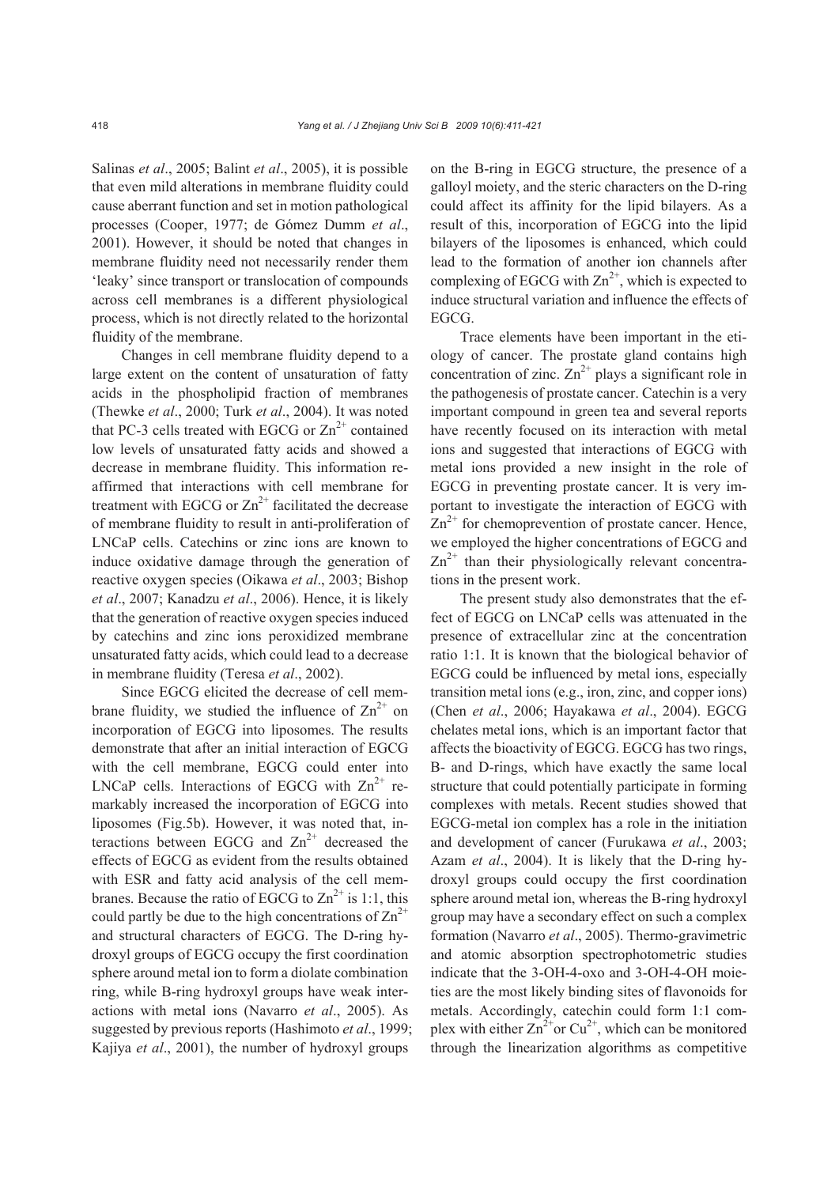Salinas *et al*., 2005; Balint *et al*., 2005), it is possible that even mild alterations in membrane fluidity could cause aberrant function and set in motion pathological processes (Cooper, 1977; de Gómez Dumm *et al*., 2001). However, it should be noted that changes in membrane fluidity need not necessarily render them 'leaky' since transport or translocation of compounds across cell membranes is a different physiological process, which is not directly related to the horizontal fluidity of the membrane.

Changes in cell membrane fluidity depend to a large extent on the content of unsaturation of fatty acids in the phospholipid fraction of membranes (Thewke *et al*., 2000; Turk *et al*., 2004). It was noted that PC-3 cells treated with EGCG or $Zn^{2+}$ contained low levels of unsaturated fatty acids and showed a decrease in membrane fluidity. This information reaffirmed that interactions with cell membrane for treatment with EGCG or $Zn^{2+}$ facilitated the decrease of membrane fluidity to result in anti-proliferation of LNCaP cells. Catechins or zinc ions are known to induce oxidative damage through the generation of reactive oxygen species (Oikawa *et al*., 2003; Bishop *et al*., 2007; Kanadzu *et al*., 2006). Hence, it is likely that the generation of reactive oxygen species induced by catechins and zinc ions peroxidized membrane unsaturated fatty acids, which could lead to a decrease in membrane fluidity (Teresa *et al*., 2002).

Since EGCG elicited the decrease of cell membrane fluidity, we studied the influence of $Zn^{2+}$ on incorporation of EGCG into liposomes. The results demonstrate that after an initial interaction of EGCG with the cell membrane, EGCG could enter into LNCaP cells. Interactions of EGCG with $Zn^{2+}$ remarkably increased the incorporation of EGCG into liposomes (Fig.5b). However, it was noted that, interactions between EGCG and $Zn^{2+}$ decreased the effects of EGCG as evident from the results obtained with ESR and fatty acid analysis of the cell membranes. Because the ratio of EGCG to $Zn^{2+}$ is 1:1, this could partly be due to the high concentrations of $Zn^{2+}$ and structural characters of EGCG. The D-ring hydroxyl groups of EGCG occupy the first coordination sphere around metal ion to form a diolate combination ring, while B-ring hydroxyl groups have weak interactions with metal ions (Navarro *et al*., 2005). As suggested by previous reports (Hashimoto *et al*., 1999; Kajiya *et al*., 2001), the number of hydroxyl groups on the B-ring in EGCG structure, the presence of a galloyl moiety, and the steric characters on the D-ring could affect its affinity for the lipid bilayers. As a result of this, incorporation of EGCG into the lipid bilayers of the liposomes is enhanced, which could lead to the formation of another ion channels after complexing of EGCG with $Zn^{2+}$, which is expected to induce structural variation and influence the effects of EGCG.

Trace elements have been important in the etiology of cancer. The prostate gland contains high concentration of zinc. $Zn^{2+}$ plays a significant role in the pathogenesis of prostate cancer. Catechin is a very important compound in green tea and several reports have recently focused on its interaction with metal ions and suggested that interactions of EGCG with metal ions provided a new insight in the role of EGCG in preventing prostate cancer. It is very important to investigate the interaction of EGCG with $Zn^{2+}$ for chemoprevention of prostate cancer. Hence, we employed the higher concentrations of EGCG and $Zn^{2+}$ than their physiologically relevant concentrations in the present work.

The present study also demonstrates that the effect of EGCG on LNCaP cells was attenuated in the presence of extracellular zinc at the concentration ratio 1:1. It is known that the biological behavior of EGCG could be influenced by metal ions, especially transition metal ions (e.g., iron, zinc, and copper ions) (Chen *et al*., 2006; Hayakawa *et al*., 2004). EGCG chelates metal ions, which is an important factor that affects the bioactivity of EGCG. EGCG has two rings, B- and D-rings, which have exactly the same local structure that could potentially participate in forming complexes with metals. Recent studies showed that EGCG-metal ion complex has a role in the initiation and development of cancer (Furukawa *et al*., 2003; Azam *et al*., 2004). It is likely that the D-ring hydroxyl groups could occupy the first coordination sphere around metal ion, whereas the B-ring hydroxyl group may have a secondary effect on such a complex formation (Navarro *et al*., 2005). Thermo-gravimetric and atomic absorption spectrophotometric studies indicate that the 3-OH-4-oxo and 3-OH-4-OH moieties are the most likely binding sites of flavonoids for metals. Accordingly, catechin could form 1:1 complex with either $Zn^{2+}$ or $Cu^{2+}$, which can be monitored through the linearization algorithms as competitive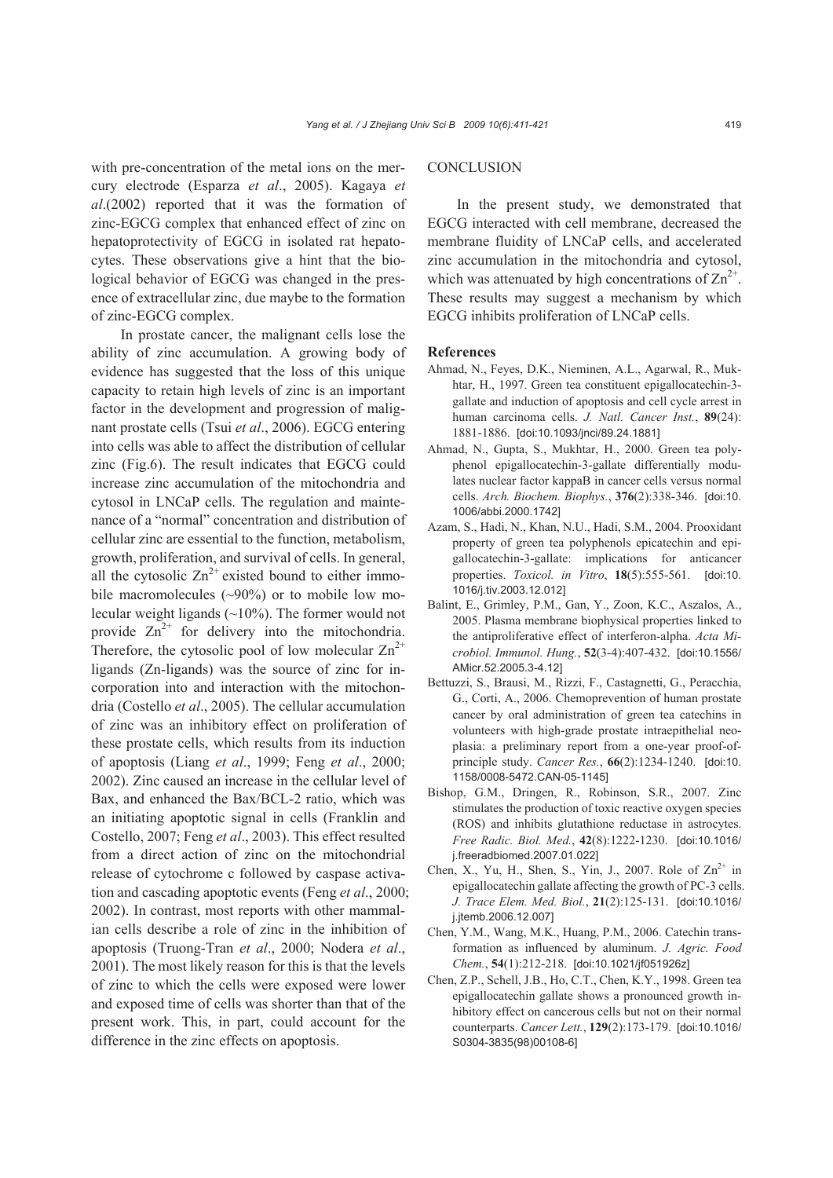with pre-concentration of the metal ions on the mercury electrode (Esparza *et al*., 2005). Kagaya *et al*.(2002) reported that it was the formation of zinc-EGCG complex that enhanced effect of zinc on hepatoprotectivity of EGCG in isolated rat hepatocytes. These observations give a hint that the biological behavior of EGCG was changed in the presence of extracellular zinc, due maybe to the formation of zinc-EGCG complex.

In prostate cancer, the malignant cells lose the ability of zinc accumulation. A growing body of evidence has suggested that the loss of this unique capacity to retain high levels of zinc is an important factor in the development and progression of malignant prostate cells (Tsui *et al*., 2006). EGCG entering into cells was able to affect the distribution of cellular zinc (Fig.6). The result indicates that EGCG could increase zinc accumulation of the mitochondria and cytosol in LNCaP cells. The regulation and maintenance of a "normal" concentration and distribution of cellular zinc are essential to the function, metabolism, growth, proliferation, and survival of cells. In general, all the cytosolic $Zn^{2+}$ existed bound to either immobile macromolecules (~90%) or to mobile low molecular weight ligands (~10%). The former would not provide $Zn^{2+}$ for delivery into the mitochondria. Therefore, the cytosolic pool of low molecular $Zn^{2+}$ ligands (Zn-ligands) was the source of zinc for incorporation into and interaction with the mitochondria (Costello *et al*., 2005). The cellular accumulation of zinc was an inhibitory effect on proliferation of these prostate cells, which results from its induction of apoptosis (Liang *et al*., 1999; Feng *et al*., 2000; 2002). Zinc caused an increase in the cellular level of Bax, and enhanced the Bax/BCL-2 ratio, which was an initiating apoptotic signal in cells (Franklin and Costello, 2007; Feng *et al*., 2003). This effect resulted from a direct action of zinc on the mitochondrial release of cytochrome c followed by caspase activation and cascading apoptotic events (Feng *et al*., 2000; 2002). In contrast, most reports with other mammalian cells describe a role of zinc in the inhibition of apoptosis (Truong-Tran *et al*., 2000; Nodera *et al*., 2001). The most likely reason for this is that the levels of zinc to which the cells were exposed were lower and exposed time of cells was shorter than that of the present work. This, in part, could account for the difference in the zinc effects on apoptosis.

## CONCLUSION

In the present study, we demonstrated that EGCG interacted with cell membrane, decreased the membrane fluidity of LNCaP cells, and accelerated zinc accumulation in the mitochondria and cytosol, which was attenuated by high concentrations of $Zn^{2+}$. These results may suggest a mechanism by which EGCG inhibits proliferation of LNCaP cells.

## References

Ahmad, N., Feyes, D.K., Nieminen, A.L., Agarwal, R., Mukhtar, H., 1997. Green tea constituent epigallocatechin-3-gallate and induction of apoptosis and cell cycle arrest in human carcinoma cells. *J. Natl. Cancer Inst.*, **89**(24):1881-1886. [doi:10.1093/jnci/89.24.1881]

Ahmad, N., Gupta, S., Mukhtar, H., 2000. Green tea polyphenol epigallocatechin-3-gallate differentially modulates nuclear factor kappaB in cancer cells versus normal cells. *Arch. Biochem. Biophys.*, **376**(2):338-346. [doi:10.1006/abbi.2000.1742]

Azam, S., Hadi, N., Khan, N.U., Hadi, S.M., 2004. Prooxidant property of green tea polyphenols epicatechin and epigallocatechin-3-gallate: implications for anticancer properties. *Toxicol. in Vitro*, **18**(5):555-561. [doi:10.1016/j.tiv.2003.12.012]

Balint, E., Grimley, P.M., Gan, Y., Zoon, K.C., Aszalos, A., 2005. Plasma membrane biophysical properties linked to the antiproliferative effect of interferon-alpha. *Acta Microbiol. Immunol. Hung.*, **52**(3-4):407-432. [doi:10.1556/AMicr.52.2005.3-4.12]

Bettuzzi, S., Brausi, M., Rizzi, F., Castagnetti, G., Peracchia, G., Corti, A., 2006. Chemoprevention of human prostate cancer by oral administration of green tea catechins in volunteers with high-grade prostate intraepithelial neoplasia: a preliminary report from a one-year proof-of-principle study. *Cancer Res.*, **66**(2):1234-1240. [doi:10.1158/0008-5472.CAN-05-1145]

Bishop, G.M., Dringen, R., Robinson, S.R., 2007. Zinc stimulates the production of toxic reactive oxygen species (ROS) and inhibits glutathione reductase in astrocytes. *Free Radic. Biol. Med.*, **42**(8):1222-1230. [doi:10.1016/j.freeradbiomed.2007.01.022]

Chen, X., Yu, H., Shen, S., Yin, J., 2007. Role of $Zn^{2+}$ in epigallocatechin gallate affecting the growth of PC-3 cells. *J. Trace Elem. Med. Biol.*, **21**(2):125-131. [doi:10.1016/j.jtemb.2006.12.007]

Chen, Y.M., Wang, M.K., Huang, P.M., 2006. Catechin transformation as influenced by aluminum. *J. Agric. Food Chem.*, **54**(1):212-218. [doi:10.1021/jf051926z]

Chen, Z.P., Schell, J.B., Ho, C.T., Chen, K.Y., 1998. Green tea epigallocatechin gallate shows a pronounced growth inhibitory effect on cancerous cells but not on their normal counterparts. *Cancer Lett.*, **129**(2):173-179. [doi:10.1016/S0304-3835(98)00108-6]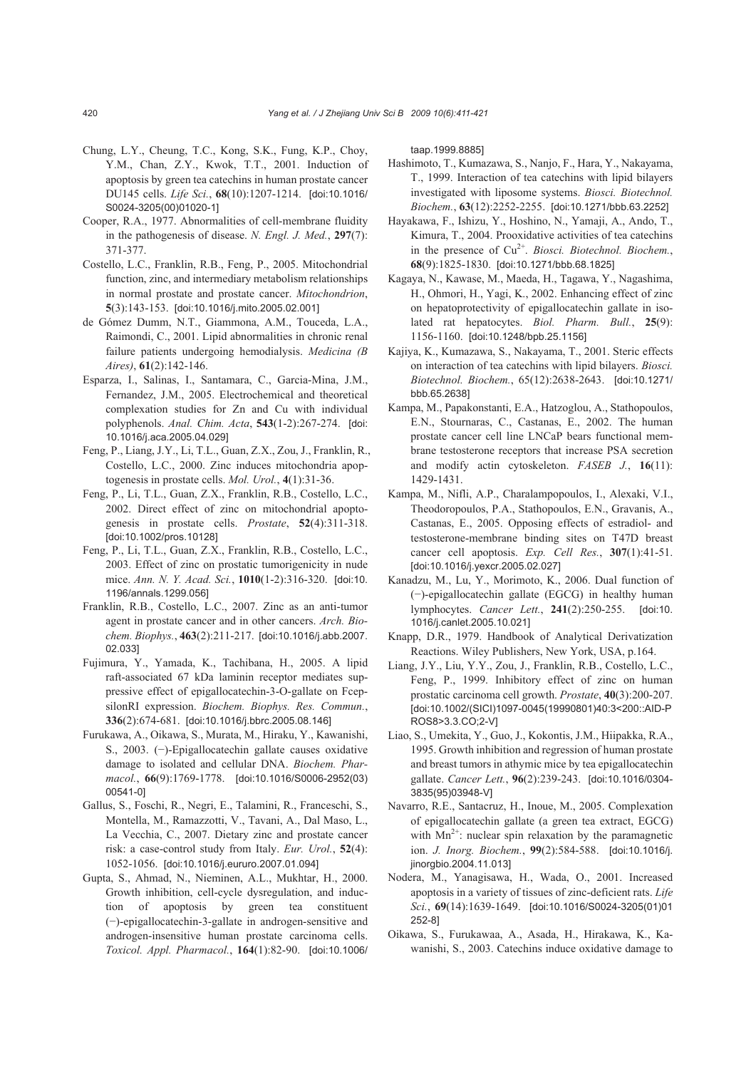Chung, L.Y., Cheung, T.C., Kong, S.K., Fung, K.P., Choy, Y.M., Chan, Z.Y., Kwok, T.T., 2001. Induction of apoptosis by green tea catechins in human prostate cancer DU145 cells. *Life Sci.*, **68**(10):1207-1214. [doi:10.1016/S0024-3205(00)01020-1]

Cooper, R.A., 1977. Abnormalities of cell-membrane fluidity in the pathogenesis of disease. *N. Engl. J. Med.*, **297**(7): 371-377.

Costello, L.C., Franklin, R.B., Feng, P., 2005. Mitochondrial function, zinc, and intermediary metabolism relationships in normal prostate and prostate cancer. *Mitochondrion*, **5**(3):143-153. [doi:10.1016/j.mito.2005.02.001]

de Gómez Dumm, N.T., Giammona, A.M., Touceda, L.A., Raimondi, C., 2001. Lipid abnormalities in chronic renal failure patients undergoing hemodialysis. *Medicina (B Aires)*, **61**(2):142-146.

Esparza, I., Salinas, I., Santamara, C., Garcia-Mina, J.M., Fernandez, J.M., 2005. Electrochemical and theoretical complexation studies for Zn and Cu with individual polyphenols. *Anal. Chim. Acta*, **543**(1-2):267-274. [doi:10.1016/j.aca.2005.04.029]

Feng, P., Liang, J.Y., Li, T.L., Guan, Z.X., Zou, J., Franklin, R., Costello, L.C., 2000. Zinc induces mitochondria apoptogenesis in prostate cells. *Mol. Urol.*, **4**(1):31-36.

Feng, P., Li, T.L., Guan, Z.X., Franklin, R.B., Costello, L.C., 2002. Direct effect of zinc on mitochondrial apoptogenesis in prostate cells. *Prostate*, **52**(4):311-318. [doi:10.1002/pros.10128]

Feng, P., Li, T.L., Guan, Z.X., Franklin, R.B., Costello, L.C., 2003. Effect of zinc on prostatic tumorigenicity in nude mice. *Ann. N. Y. Acad. Sci.*, **1010**(1-2):316-320. [doi:10.1196/annals.1299.056]

Franklin, R.B., Costello, L.C., 2007. Zinc as an anti-tumor agent in prostate cancer and in other cancers. *Arch. Biochem. Biophys.*, **463**(2):211-217. [doi:10.1016/j.abb.2007.02.033]

Fujimura, Y., Yamada, K., Tachibana, H., 2005. A lipid raft-associated 67 kDa laminin receptor mediates suppressive effect of epigallocatechin-3-O-gallate on FcepsilonRI expression. *Biochem. Biophys. Res. Commun.*, **336**(2):674-681. [doi:10.1016/j.bbrc.2005.08.146]

Furukawa, A., Oikawa, S., Murata, M., Hiraku, Y., Kawanishi, S., 2003. (−)-Epigallocatechin gallate causes oxidative damage to isolated and cellular DNA. *Biochem. Pharmacol.*, **66**(9):1769-1778. [doi:10.1016/S0006-2952(03)00541-0]

Gallus, S., Foschi, R., Negri, E., Talamini, R., Franceschi, S., Montella, M., Ramazzotti, V., Tavani, A., Dal Maso, L., La Vecchia, C., 2007. Dietary zinc and prostate cancer risk: a case-control study from Italy. *Eur. Urol.*, **52**(4): 1052-1056. [doi:10.1016/j.eururo.2007.01.094]

Gupta, S., Ahmad, N., Nieminen, A.L., Mukhtar, H., 2000. Growth inhibition, cell-cycle dysregulation, and induction of apoptosis by green tea constituent (−)-epigallocatechin-3-gallate in androgen-sensitive and androgen-insensitive human prostate carcinoma cells. *Toxicol. Appl. Pharmacol.*, **164**(1):82-90. [doi:10.1006/taap.1999.8885]

Hashimoto, T., Kumazawa, S., Nanjo, F., Hara, Y., Nakayama, T., 1999. Interaction of tea catechins with lipid bilayers investigated with liposome systems. *Biosci. Biotechnol. Biochem.*, **63**(12):2252-2255. [doi:10.1271/bbb.63.2252]

Hayakawa, F., Ishizu, Y., Hoshino, N., Yamaji, A., Ando, T., Kimura, T., 2004. Prooxidative activities of tea catechins in the presence of $Cu^{2+}$. *Biosci. Biotechnol. Biochem.*, **68**(9):1825-1830. [doi:10.1271/bbb.68.1825]

Kagaya, N., Kawase, M., Maeda, H., Tagawa, Y., Nagashima, H., Ohmori, H., Yagi, K., 2002. Enhancing effect of zinc on hepatoprotectivity of epigallocatechin gallate in isolated rat hepatocytes. *Biol. Pharm. Bull.*, **25**(9): 1156-1160. [doi:10.1248/bpb.25.1156]

Kajiya, K., Kumazawa, S., Nakayama, T., 2001. Steric effects on interaction of tea catechins with lipid bilayers. *Biosci. Biotechnol. Biochem.*, 65(12):2638-2643. [doi:10.1271/bbb.65.2638]

Kampa, M., Papakonstanti, E.A., Hatzoglou, A., Stathopoulos, E.N., Stournaras, C., Castanas, E., 2002. The human prostate cancer cell line LNCaP bears functional membrane testosterone receptors that increase PSA secretion and modify actin cytoskeleton. *FASEB J.*, **16**(11): 1429-1431.

Kampa, M., Nifli, A.P., Charalampopoulos, I., Alexaki, V.I., Theodoropoulos, P.A., Stathopoulos, E.N., Gravanis, A., Castanas, E., 2005. Opposing effects of estradiol- and testosterone-membrane binding sites on T47D breast cancer cell apoptosis. *Exp. Cell Res.*, **307**(1):41-51. [doi:10.1016/j.yexcr.2005.02.027]

Kanadzu, M., Lu, Y., Morimoto, K., 2006. Dual function of (−)-epigallocatechin gallate (EGCG) in healthy human lymphocytes. *Cancer Lett.*, **241**(2):250-255. [doi:10.1016/j.canlet.2005.10.021]

Knapp, D.R., 1979. Handbook of Analytical Derivatization Reactions. Wiley Publishers, New York, USA, p.164.

Liang, J.Y., Liu, Y.Y., Zou, J., Franklin, R.B., Costello, L.C., Feng, P., 1999. Inhibitory effect of zinc on human prostatic carcinoma cell growth. *Prostate*, **40**(3):200-207. [doi:10.1002/(SICI)1097-0045(19990801)40:3<200::AID-PROS8>3.3.CO;2-V]

Liao, S., Umekita, Y., Guo, J., Kokontis, J.M., Hiipakka, R.A., 1995. Growth inhibition and regression of human prostate and breast tumors in athymic mice by tea epigallocatechin gallate. *Cancer Lett.*, **96**(2):239-243. [doi:10.1016/0304-3835(95)03948-V]

Navarro, R.E., Santacruz, H., Inoue, M., 2005. Complexation of epigallocatechin gallate (a green tea extract, EGCG) with $Mn^{2+}$: nuclear spin relaxation by the paramagnetic ion. *J. Inorg. Biochem.*, **99**(2):584-588. [doi:10.1016/j.jinorgbio.2004.11.013]

Nodera, M., Yanagisawa, H., Wada, O., 2001. Increased apoptosis in a variety of tissues of zinc-deficient rats. *Life Sci.*, **69**(14):1639-1649. [doi:10.1016/S0024-3205(01)01252-8]

Oikawa, S., Furukawaa, A., Asada, H., Hirakawa, K., Kawanishi, S., 2003. Catechins induce oxidative damage to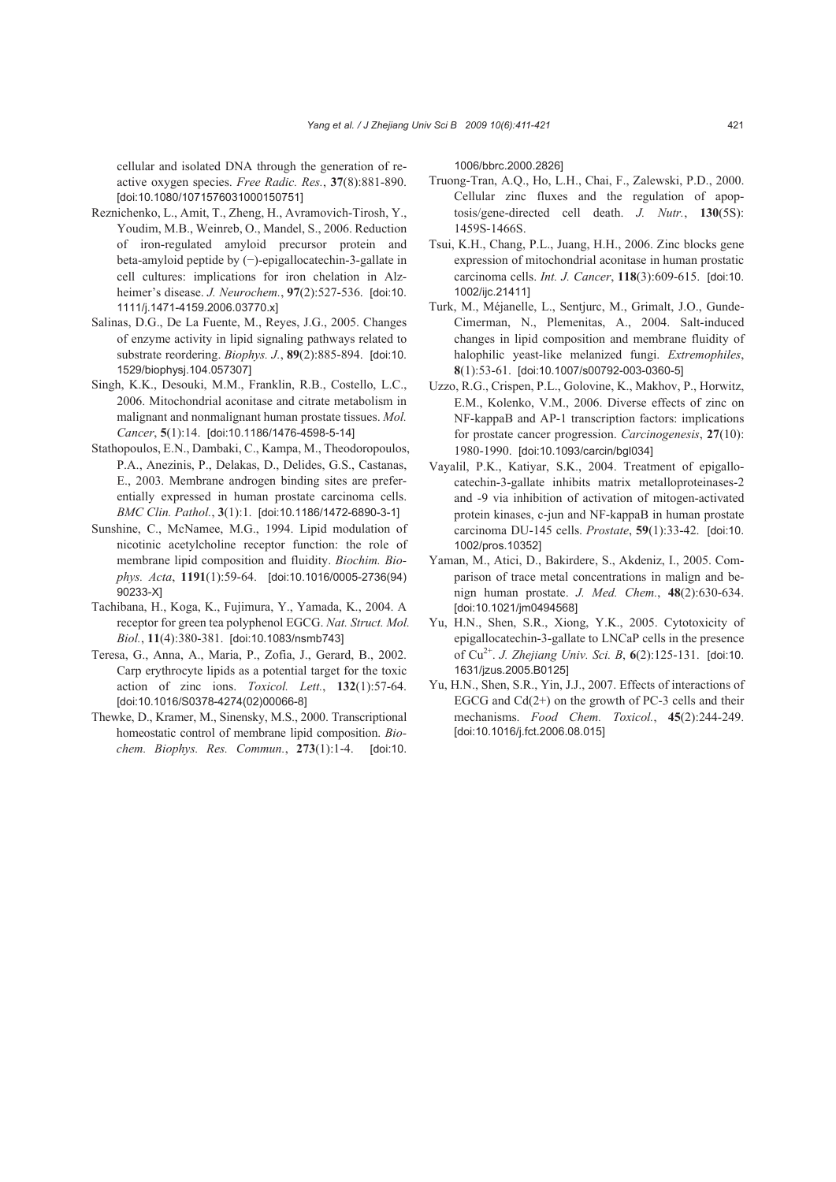cellular and isolated DNA through the generation of reactive oxygen species. *Free Radic. Res.*, **37**(8):881-890. [doi:10.1080/1071576031000150751]

Reznichenko, L., Amit, T., Zheng, H., Avramovich-Tirosh, Y., Youdim, M.B., Weinreb, O., Mandel, S., 2006. Reduction of iron-regulated amyloid precursor protein and beta-amyloid peptide by (−)-epigallocatechin-3-gallate in cell cultures: implications for iron chelation in Alzheimer's disease. *J. Neurochem.*, **97**(2):527-536. [doi:10.1111/j.1471-4159.2006.03770.x]

Salinas, D.G., De La Fuente, M., Reyes, J.G., 2005. Changes of enzyme activity in lipid signaling pathways related to substrate reordering. *Biophys. J.*, **89**(2):885-894. [doi:10.1529/biophysj.104.057307]

Singh, K.K., Desouki, M.M., Franklin, R.B., Costello, L.C., 2006. Mitochondrial aconitase and citrate metabolism in malignant and nonmalignant human prostate tissues. *Mol. Cancer*, **5**(1):14. [doi:10.1186/1476-4598-5-14]

Stathopoulos, E.N., Dambaki, C., Kampa, M., Theodoropoulos, P.A., Anezinis, P., Delakas, D., Delides, G.S., Castanas, E., 2003. Membrane androgen binding sites are preferentially expressed in human prostate carcinoma cells. *BMC Clin. Pathol.*, **3**(1):1. [doi:10.1186/1472-6890-3-1]

Sunshine, C., McNamee, M.G., 1994. Lipid modulation of nicotinic acetylcholine receptor function: the role of membrane lipid composition and fluidity. *Biochim. Biophys. Acta*, **1191**(1):59-64. [doi:10.1016/0005-2736(94)90233-X]

Tachibana, H., Koga, K., Fujimura, Y., Yamada, K., 2004. A receptor for green tea polyphenol EGCG. *Nat. Struct. Mol. Biol.*, **11**(4):380-381. [doi:10.1083/nsmb743]

Teresa, G., Anna, A., Maria, P., Zofia, J., Gerard, B., 2002. Carp erythrocyte lipids as a potential target for the toxic action of zinc ions. *Toxicol. Lett.*, **132**(1):57-64. [doi:10.1016/S0378-4274(02)00066-8]

Thewke, D., Kramer, M., Sinensky, M.S., 2000. Transcriptional homeostatic control of membrane lipid composition. *Biochem. Biophys. Res. Commun.*, **273**(1):1-4. [doi:10.1006/bbrc.2000.2826]

Truong-Tran, A.Q., Ho, L.H., Chai, F., Zalewski, P.D., 2000. Cellular zinc fluxes and the regulation of apoptosis/gene-directed cell death. *J. Nutr.*, **130**(5S): 1459S-1466S.

Tsui, K.H., Chang, P.L., Juang, H.H., 2006. Zinc blocks gene expression of mitochondrial aconitase in human prostatic carcinoma cells. *Int. J. Cancer*, **118**(3):609-615. [doi:10.1002/ijc.21411]

Turk, M., Méjanelle, L., Sentjurc, M., Grimalt, J.O., Gunde-Cimerman, N., Plemenitas, A., 2004. Salt-induced changes in lipid composition and membrane fluidity of halophilic yeast-like melanized fungi. *Extremophiles*, **8**(1):53-61. [doi:10.1007/s00792-003-0360-5]

Uzzo, R.G., Crispen, P.L., Golovine, K., Makhov, P., Horwitz, E.M., Kolenko, V.M., 2006. Diverse effects of zinc on NF-kappaB and AP-1 transcription factors: implications for prostate cancer progression. *Carcinogenesis*, **27**(10): 1980-1990. [doi:10.1093/carcin/bgl034]

Vayalil, P.K., Katiyar, S.K., 2004. Treatment of epigallocatechin-3-gallate inhibits matrix metalloproteinases-2 and -9 via inhibition of activation of mitogen-activated protein kinases, c-jun and NF-kappaB in human prostate carcinoma DU-145 cells. *Prostate*, **59**(1):33-42. [doi:10.1002/pros.10352]

Yaman, M., Atici, D., Bakirdere, S., Akdeniz, I., 2005. Comparison of trace metal concentrations in malign and benign human prostate. *J. Med. Chem.*, **48**(2):630-634. [doi:10.1021/jm0494568]

Yu, H.N., Shen, S.R., Xiong, Y.K., 2005. Cytotoxicity of epigallocatechin-3-gallate to LNCaP cells in the presence of $Cu^{2+}$. *J. Zhejiang Univ. Sci. B*, **6**(2):125-131. [doi:10.1631/jzus.2005.B0125]

Yu, H.N., Shen, S.R., Yin, J.J., 2007. Effects of interactions of EGCG and Cd(2+) on the growth of PC-3 cells and their mechanisms. *Food Chem. Toxicol.*, **45**(2):244-249. [doi:10.1016/j.fct.2006.08.015]